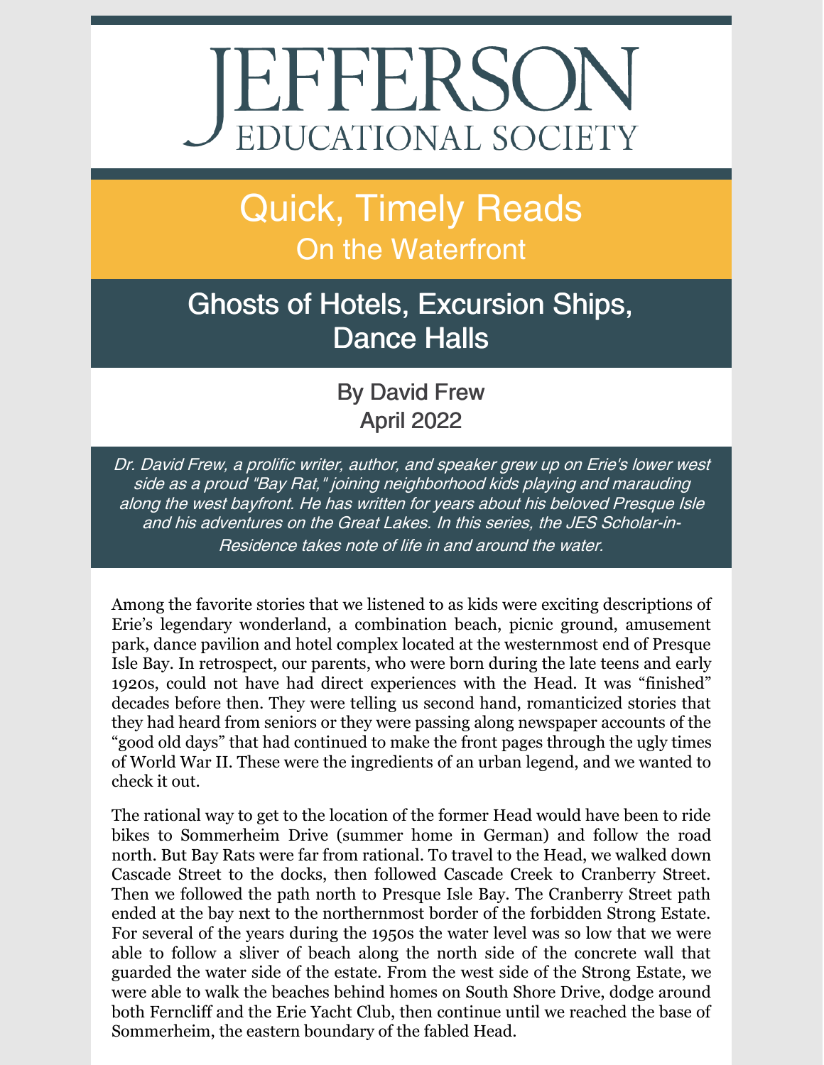# JEFFERSON EDUCATIONAL SOCIETY

## Quick, Timely Reads
### On the Waterfront

## Ghosts of Hotels, Excursion Ships, Dance Halls

By David Frew
April 2022

*Dr. David Frew, a prolific writer, author, and speaker grew up on Erie's lower west side as a proud "Bay Rat," joining neighborhood kids playing and marauding along the west bayfront. He has written for years about his beloved Presque Isle and his adventures on the Great Lakes. In this series, the JES Scholar-in-Residence takes note of life in and around the water.*

Among the favorite stories that we listened to as kids were exciting descriptions of Erie's legendary wonderland, a combination beach, picnic ground, amusement park, dance pavilion and hotel complex located at the westernmost end of Presque Isle Bay. In retrospect, our parents, who were born during the late teens and early 1920s, could not have had direct experiences with the Head. It was "finished" decades before then. They were telling us second hand, romanticized stories that they had heard from seniors or they were passing along newspaper accounts of the "good old days" that had continued to make the front pages through the ugly times of World War II. These were the ingredients of an urban legend, and we wanted to check it out.

The rational way to get to the location of the former Head would have been to ride bikes to Sommerheim Drive (summer home in German) and follow the road north. But Bay Rats were far from rational. To travel to the Head, we walked down Cascade Street to the docks, then followed Cascade Creek to Cranberry Street. Then we followed the path north to Presque Isle Bay. The Cranberry Street path ended at the bay next to the northernmost border of the forbidden Strong Estate. For several of the years during the 1950s the water level was so low that we were able to follow a sliver of beach along the north side of the concrete wall that guarded the water side of the estate. From the west side of the Strong Estate, we were able to walk the beaches behind homes on South Shore Drive, dodge around both Ferncliff and the Erie Yacht Club, then continue until we reached the base of Sommerheim, the eastern boundary of the fabled Head.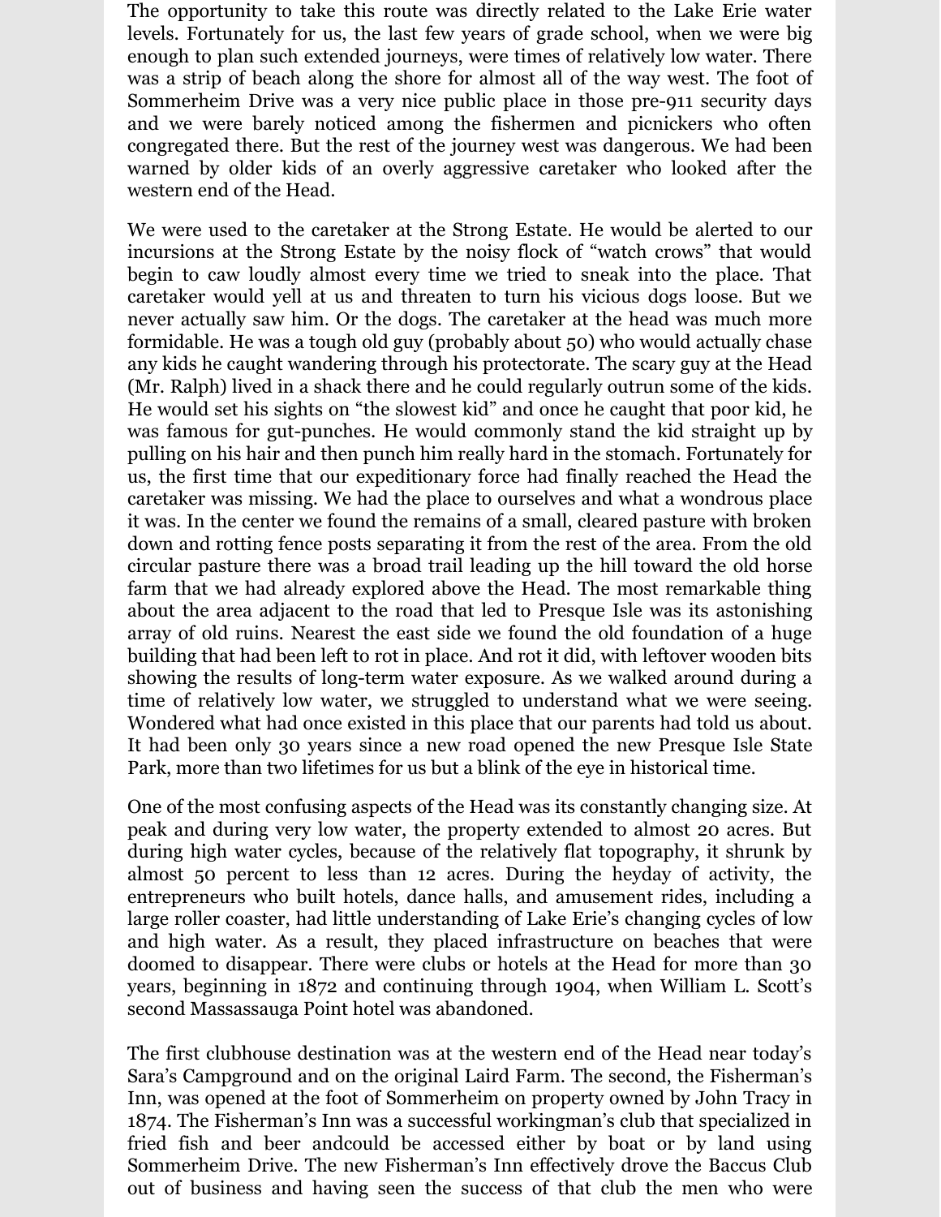The opportunity to take this route was directly related to the Lake Erie water levels. Fortunately for us, the last few years of grade school, when we were big enough to plan such extended journeys, were times of relatively low water. There was a strip of beach along the shore for almost all of the way west. The foot of Sommerheim Drive was a very nice public place in those pre-911 security days and we were barely noticed among the fishermen and picnickers who often congregated there. But the rest of the journey west was dangerous. We had been warned by older kids of an overly aggressive caretaker who looked after the western end of the Head.

We were used to the caretaker at the Strong Estate. He would be alerted to our incursions at the Strong Estate by the noisy flock of "watch crows" that would begin to caw loudly almost every time we tried to sneak into the place. That caretaker would yell at us and threaten to turn his vicious dogs loose. But we never actually saw him. Or the dogs. The caretaker at the head was much more formidable. He was a tough old guy (probably about 50) who would actually chase any kids he caught wandering through his protectorate. The scary guy at the Head (Mr. Ralph) lived in a shack there and he could regularly outrun some of the kids. He would set his sights on "the slowest kid" and once he caught that poor kid, he was famous for gut-punches. He would commonly stand the kid straight up by pulling on his hair and then punch him really hard in the stomach. Fortunately for us, the first time that our expeditionary force had finally reached the Head the caretaker was missing. We had the place to ourselves and what a wondrous place it was. In the center we found the remains of a small, cleared pasture with broken down and rotting fence posts separating it from the rest of the area. From the old circular pasture there was a broad trail leading up the hill toward the old horse farm that we had already explored above the Head. The most remarkable thing about the area adjacent to the road that led to Presque Isle was its astonishing array of old ruins. Nearest the east side we found the old foundation of a huge building that had been left to rot in place. And rot it did, with leftover wooden bits showing the results of long-term water exposure. As we walked around during a time of relatively low water, we struggled to understand what we were seeing. Wondered what had once existed in this place that our parents had told us about. It had been only 30 years since a new road opened the new Presque Isle State Park, more than two lifetimes for us but a blink of the eye in historical time.

One of the most confusing aspects of the Head was its constantly changing size. At peak and during very low water, the property extended to almost 20 acres. But during high water cycles, because of the relatively flat topography, it shrunk by almost 50 percent to less than 12 acres. During the heyday of activity, the entrepreneurs who built hotels, dance halls, and amusement rides, including a large roller coaster, had little understanding of Lake Erie's changing cycles of low and high water. As a result, they placed infrastructure on beaches that were doomed to disappear. There were clubs or hotels at the Head for more than 30 years, beginning in 1872 and continuing through 1904, when William L. Scott's second Massassauga Point hotel was abandoned.

The first clubhouse destination was at the western end of the Head near today's Sara's Campground and on the original Laird Farm. The second, the Fisherman's Inn, was opened at the foot of Sommerheim on property owned by John Tracy in 1874. The Fisherman's Inn was a successful workingman's club that specialized in fried fish and beer andcould be accessed either by boat or by land using Sommerheim Drive. The new Fisherman's Inn effectively drove the Baccus Club out of business and having seen the success of that club the men who were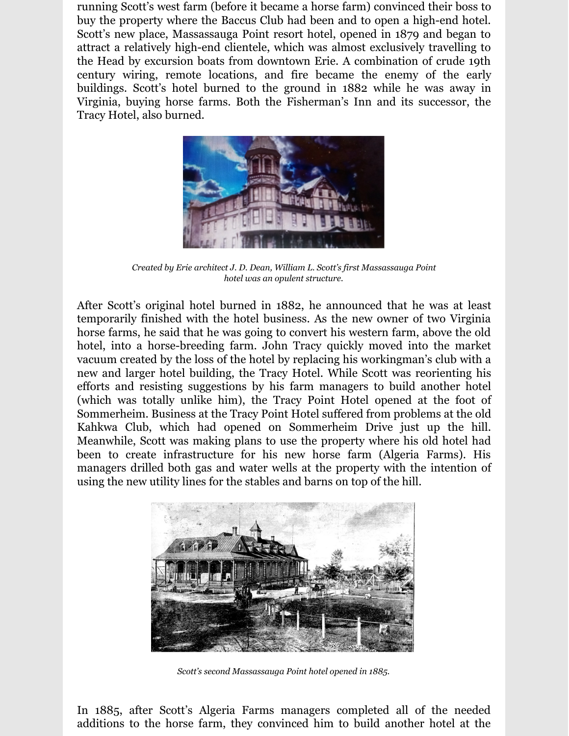running Scott's west farm (before it became a horse farm) convinced their boss to buy the property where the Baccus Club had been and to open a high-end hotel. Scott's new place, Massassauga Point resort hotel, opened in 1879 and began to attract a relatively high-end clientele, which was almost exclusively travelling to the Head by excursion boats from downtown Erie. A combination of crude 19th century wiring, remote locations, and fire became the enemy of the early buildings. Scott's hotel burned to the ground in 1882 while he was away in Virginia, buying horse farms. Both the Fisherman's Inn and its successor, the Tracy Hotel, also burned.

*Created by Erie architect J. D. Dean, William L. Scott's first Massassauga Point hotel was an opulent structure.*

After Scott's original hotel burned in 1882, he announced that he was at least temporarily finished with the hotel business. As the new owner of two Virginia horse farms, he said that he was going to convert his western farm, above the old hotel, into a horse-breeding farm. John Tracy quickly moved into the market vacuum created by the loss of the hotel by replacing his workingman's club with a new and larger hotel building, the Tracy Hotel. While Scott was reorienting his efforts and resisting suggestions by his farm managers to build another hotel (which was totally unlike him), the Tracy Point Hotel opened at the foot of Sommerheim. Business at the Tracy Point Hotel suffered from problems at the old Kahkwa Club, which had opened on Sommerheim Drive just up the hill. Meanwhile, Scott was making plans to use the property where his old hotel had been to create infrastructure for his new horse farm (Algeria Farms). His managers drilled both gas and water wells at the property with the intention of using the new utility lines for the stables and barns on top of the hill.

*Scott's second Massassauga Point hotel opened in 1885.*

In 1885, after Scott's Algeria Farms managers completed all of the needed additions to the horse farm, they convinced him to build another hotel at the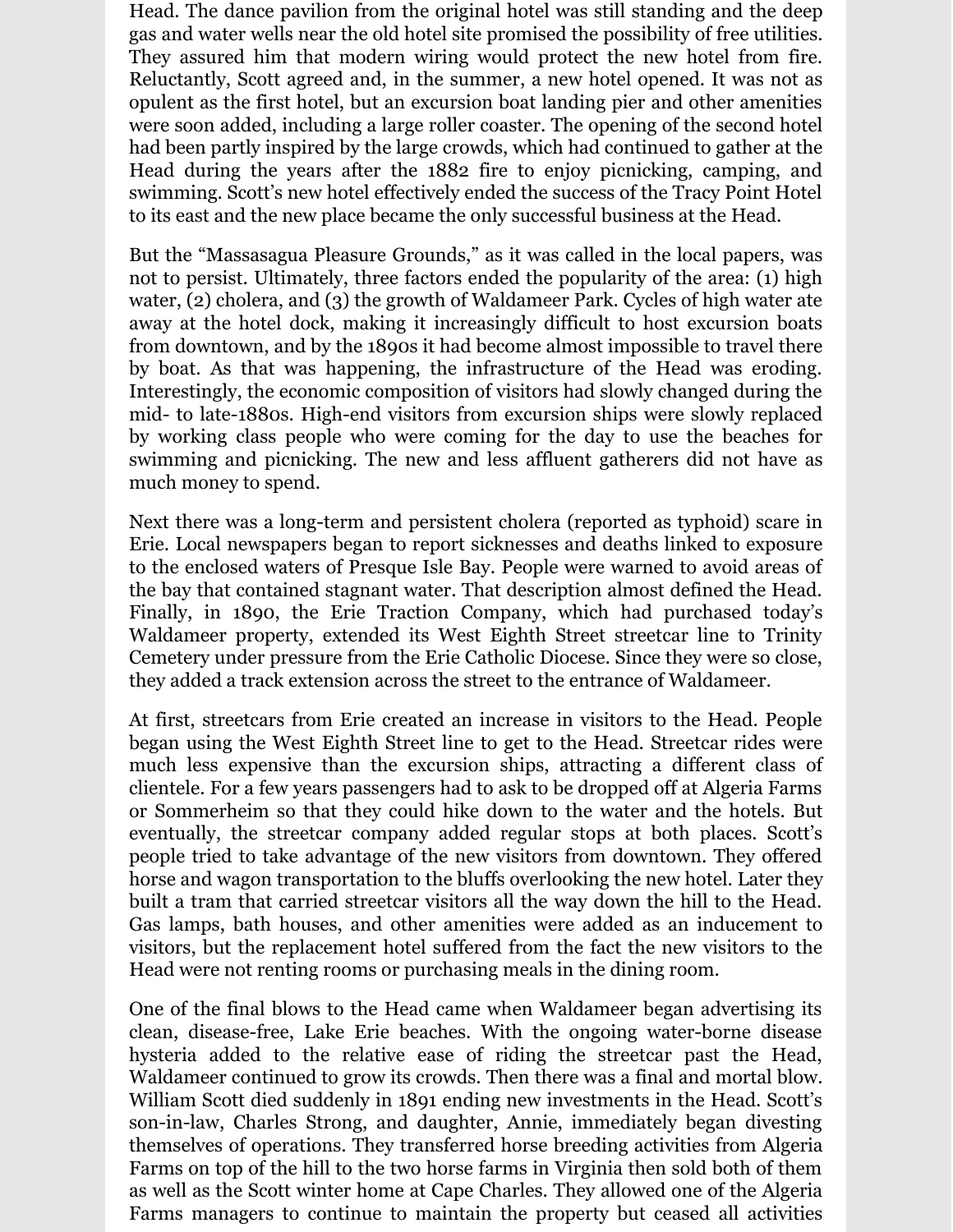Head. The dance pavilion from the original hotel was still standing and the deep gas and water wells near the old hotel site promised the possibility of free utilities. They assured him that modern wiring would protect the new hotel from fire. Reluctantly, Scott agreed and, in the summer, a new hotel opened. It was not as opulent as the first hotel, but an excursion boat landing pier and other amenities were soon added, including a large roller coaster. The opening of the second hotel had been partly inspired by the large crowds, which had continued to gather at the Head during the years after the 1882 fire to enjoy picnicking, camping, and swimming. Scott's new hotel effectively ended the success of the Tracy Point Hotel to its east and the new place became the only successful business at the Head.

But the "Massasagua Pleasure Grounds," as it was called in the local papers, was not to persist. Ultimately, three factors ended the popularity of the area: (1) high water, (2) cholera, and (3) the growth of Waldameer Park. Cycles of high water ate away at the hotel dock, making it increasingly difficult to host excursion boats from downtown, and by the 1890s it had become almost impossible to travel there by boat. As that was happening, the infrastructure of the Head was eroding. Interestingly, the economic composition of visitors had slowly changed during the mid- to late-1880s. High-end visitors from excursion ships were slowly replaced by working class people who were coming for the day to use the beaches for swimming and picnicking. The new and less affluent gatherers did not have as much money to spend.

Next there was a long-term and persistent cholera (reported as typhoid) scare in Erie. Local newspapers began to report sicknesses and deaths linked to exposure to the enclosed waters of Presque Isle Bay. People were warned to avoid areas of the bay that contained stagnant water. That description almost defined the Head. Finally, in 1890, the Erie Traction Company, which had purchased today's Waldameer property, extended its West Eighth Street streetcar line to Trinity Cemetery under pressure from the Erie Catholic Diocese. Since they were so close, they added a track extension across the street to the entrance of Waldameer.

At first, streetcars from Erie created an increase in visitors to the Head. People began using the West Eighth Street line to get to the Head. Streetcar rides were much less expensive than the excursion ships, attracting a different class of clientele. For a few years passengers had to ask to be dropped off at Algeria Farms or Sommerheim so that they could hike down to the water and the hotels. But eventually, the streetcar company added regular stops at both places. Scott's people tried to take advantage of the new visitors from downtown. They offered horse and wagon transportation to the bluffs overlooking the new hotel. Later they built a tram that carried streetcar visitors all the way down the hill to the Head. Gas lamps, bath houses, and other amenities were added as an inducement to visitors, but the replacement hotel suffered from the fact the new visitors to the Head were not renting rooms or purchasing meals in the dining room.

One of the final blows to the Head came when Waldameer began advertising its clean, disease-free, Lake Erie beaches. With the ongoing water-borne disease hysteria added to the relative ease of riding the streetcar past the Head, Waldameer continued to grow its crowds. Then there was a final and mortal blow. William Scott died suddenly in 1891 ending new investments in the Head. Scott's son-in-law, Charles Strong, and daughter, Annie, immediately began divesting themselves of operations. They transferred horse breeding activities from Algeria Farms on top of the hill to the two horse farms in Virginia then sold both of them as well as the Scott winter home at Cape Charles. They allowed one of the Algeria Farms managers to continue to maintain the property but ceased all activities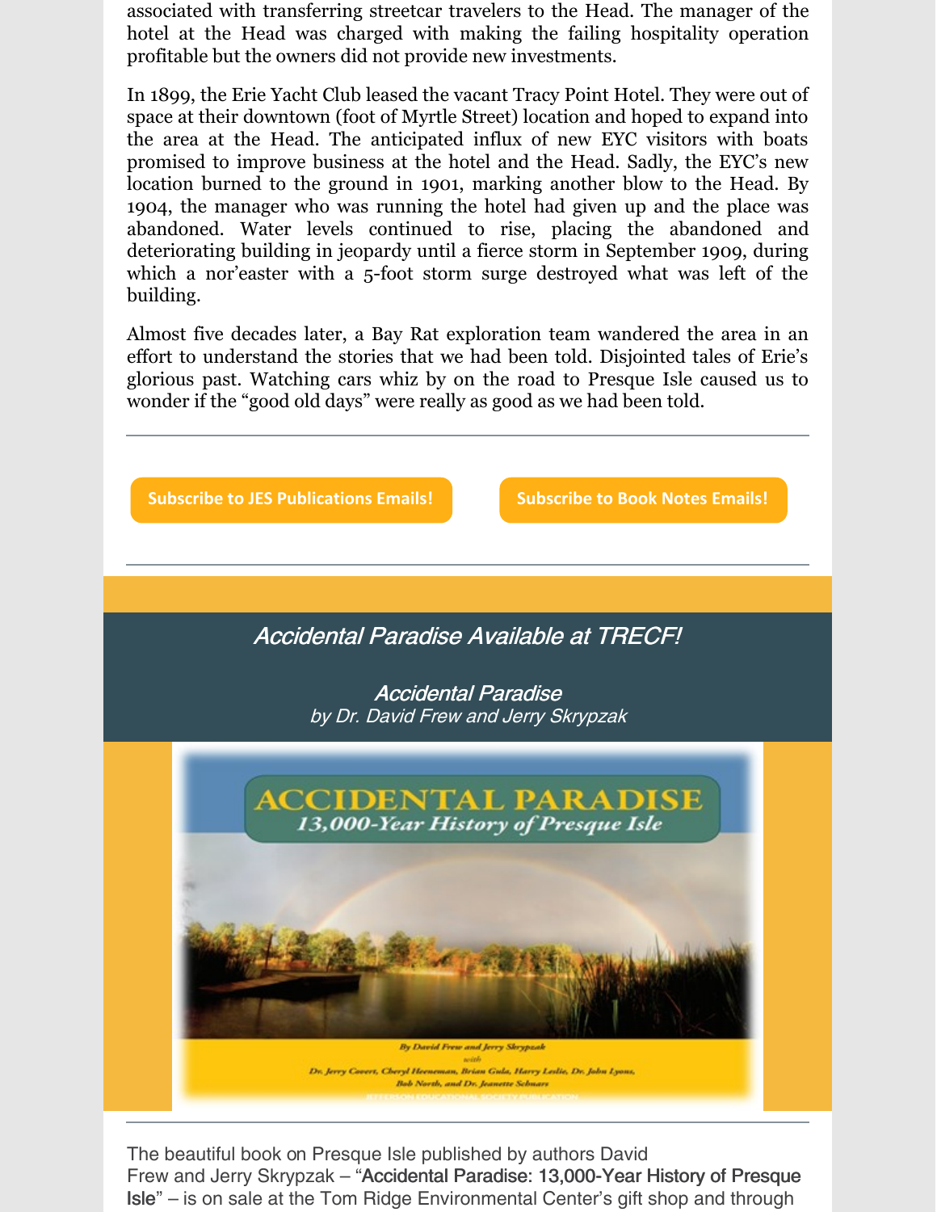associated with transferring streetcar travelers to the Head. The manager of the hotel at the Head was charged with making the failing hospitality operation profitable but the owners did not provide new investments.

In 1899, the Erie Yacht Club leased the vacant Tracy Point Hotel. They were out of space at their downtown (foot of Myrtle Street) location and hoped to expand into the area at the Head. The anticipated influx of new EYC visitors with boats promised to improve business at the hotel and the Head. Sadly, the EYC's new location burned to the ground in 1901, marking another blow to the Head. By 1904, the manager who was running the hotel had given up and the place was abandoned. Water levels continued to rise, placing the abandoned and deteriorating building in jeopardy until a fierce storm in September 1909, during which a nor'easter with a 5-foot storm surge destroyed what was left of the building.

Almost five decades later, a Bay Rat exploration team wandered the area in an effort to understand the stories that we had been told. Disjointed tales of Erie's glorious past. Watching cars whiz by on the road to Presque Isle caused us to wonder if the "good old days" were really as good as we had been told.

---

**Subscribe to JES Publications Emails!** **Subscribe to Book Notes Emails!**

---

## *Accidental Paradise Available at TRECF!*

*Accidental Paradise*
*by Dr. David Frew and Jerry Skrypzak*

ACCIDENTAL PARADISE
*13,000-Year History of Presque Isle*

*By David Frew and Jerry Skrypzak*
*with*
*Dr. Jerry Covert, Cheryl Heeneman, Brian Gula, Harry Leslie, Dr. John Lyons, Bob North, and Dr. Jeanette Schmars*

JEFFERSON EDUCATIONAL SOCIETY PUBLICATION

---

The beautiful book on Presque Isle published by authors David Frew and Jerry Skrypzak – "Accidental Paradise: 13,000-Year History of Presque Isle" – is on sale at the Tom Ridge Environmental Center's gift shop and through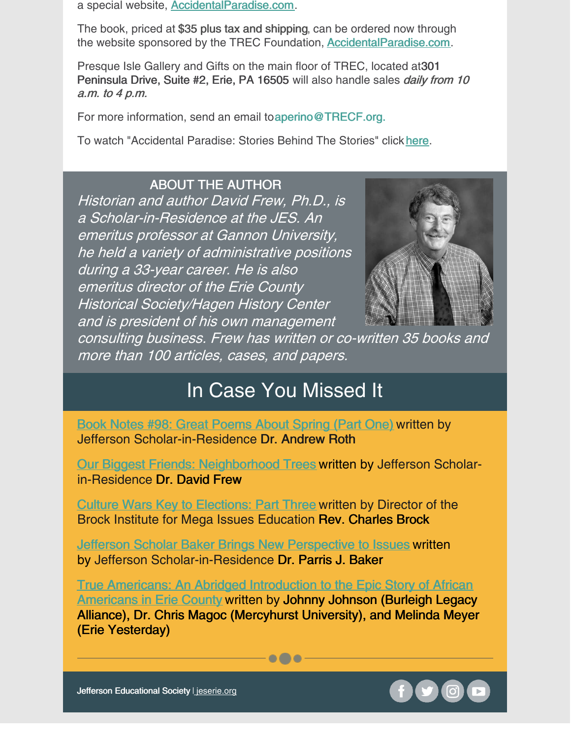a special website, AccidentalParadise.com.

The book, priced at **$35 plus tax and shipping**, can be ordered now through the website sponsored by the TREC Foundation, AccidentalParadise.com.

Presque Isle Gallery and Gifts on the main floor of TREC, located at **301 Peninsula Drive, Suite #2, Erie, PA 16505** will also handle sales *daily from 10 a.m. to 4 p.m.*

For more information, send an email to aperino@TRECF.org.

To watch "Accidental Paradise: Stories Behind The Stories" click here.

## ABOUT THE AUTHOR

*Historian and author David Frew, Ph.D., is a Scholar-in-Residence at the JES. An emeritus professor at Gannon University, he held a variety of administrative positions during a 33-year career. He is also emeritus director of the Erie County Historical Society/Hagen History Center and is president of his own management consulting business. Frew has written or co-written 35 books and more than 100 articles, cases, and papers.*

## In Case You Missed It

Book Notes #98: Great Poems About Spring (Part One) written by Jefferson Scholar-in-Residence **Dr. Andrew Roth**

Our Biggest Friends: Neighborhood Trees written by Jefferson Scholar-in-Residence **Dr. David Frew**

Culture Wars Key to Elections: Part Three written by Director of the Brock Institute for Mega Issues Education **Rev. Charles Brock**

Jefferson Scholar Baker Brings New Perspective to Issues written by Jefferson Scholar-in-Residence **Dr. Parris J. Baker**

True Americans: An Abridged Introduction to the Epic Story of African Americans in Erie County written by **Johnny Johnson (Burleigh Legacy Alliance), Dr. Chris Magoc (Mercyhurst University), and Melinda Meyer (Erie Yesterday)**

Jefferson Educational Society | jeserie.org